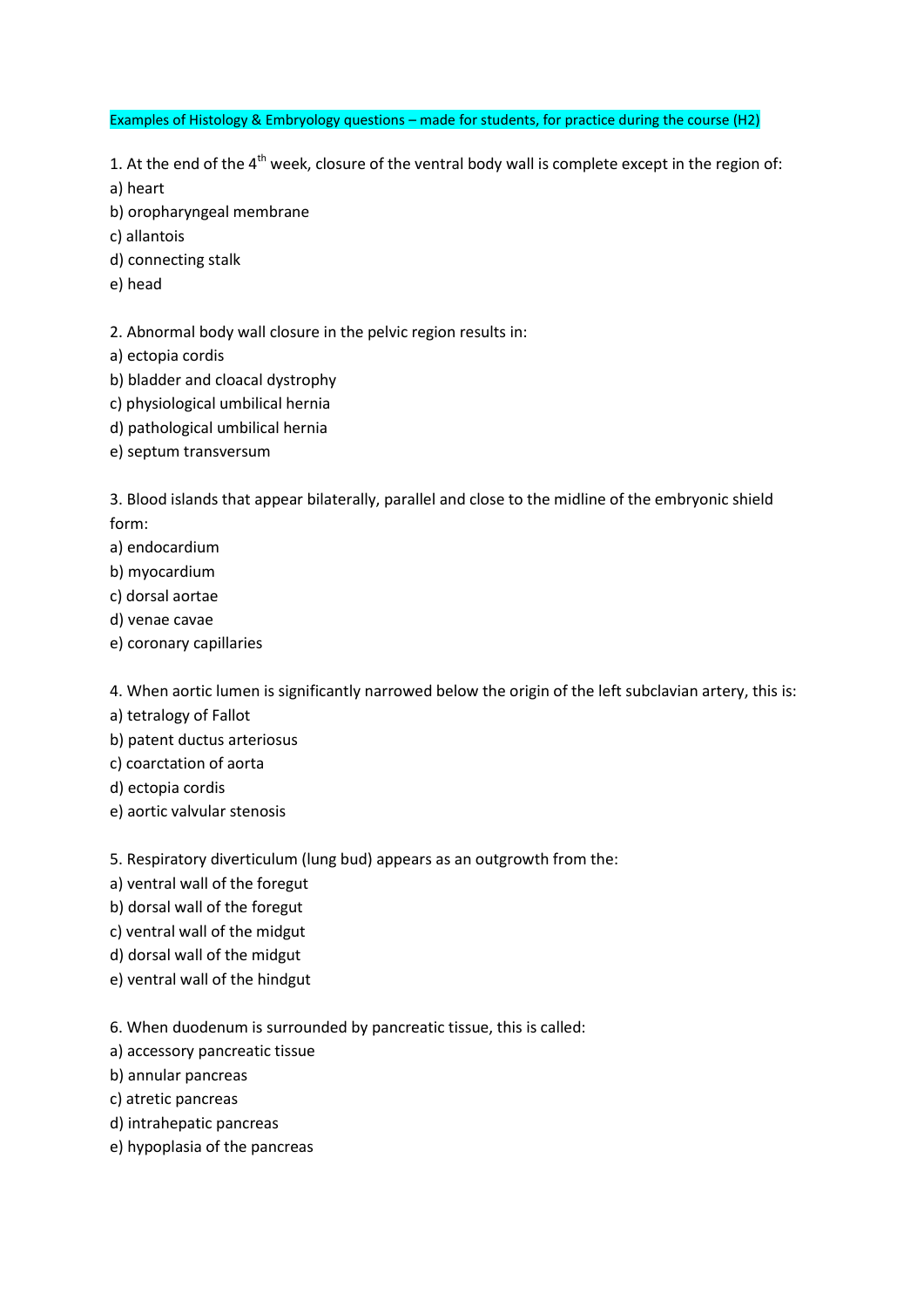Examples of Histology & Embryology questions – made for students, for practice during the course (H2)

1. At the end of the 4th week, closure of the ventral body wall is complete except in the region of:
a) heart
b) oropharyngeal membrane
c) allantois
d) connecting stalk
e) head

2. Abnormal body wall closure in the pelvic region results in:
a) ectopia cordis
b) bladder and cloacal dystrophy
c) physiological umbilical hernia
d) pathological umbilical hernia
e) septum transversum

3. Blood islands that appear bilaterally, parallel and close to the midline of the embryonic shield form:
a) endocardium
b) myocardium
c) dorsal aortae
d) venae cavae
e) coronary capillaries

4. When aortic lumen is significantly narrowed below the origin of the left subclavian artery, this is:
a) tetralogy of Fallot
b) patent ductus arteriosus
c) coarctation of aorta
d) ectopia cordis
e) aortic valvular stenosis

5. Respiratory diverticulum (lung bud) appears as an outgrowth from the:
a) ventral wall of the foregut
b) dorsal wall of the foregut
c) ventral wall of the midgut
d) dorsal wall of the midgut
e) ventral wall of the hindgut

6. When duodenum is surrounded by pancreatic tissue, this is called:
a) accessory pancreatic tissue
b) annular pancreas
c) atretic pancreas
d) intrahepatic pancreas
e) hypoplasia of the pancreas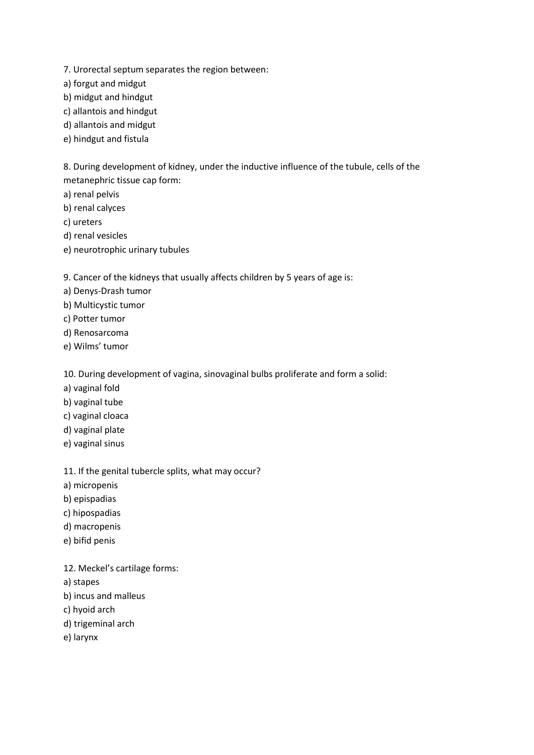7. Urorectal septum separates the region between:
a) forgut and midgut
b) midgut and hindgut
c) allantois and hindgut
d) allantois and midgut
e) hindgut and fistula

8. During development of kidney, under the inductive influence of the tubule, cells of the metanephric tissue cap form:
a) renal pelvis
b) renal calyces
c) ureters
d) renal vesicles
e) neurotrophic urinary tubules

9. Cancer of the kidneys that usually affects children by 5 years of age is:
a) Denys-Drash tumor
b) Multicystic tumor
c) Potter tumor
d) Renosarcoma
e) Wilms' tumor

10. During development of vagina, sinovaginal bulbs proliferate and form a solid:
a) vaginal fold
b) vaginal tube
c) vaginal cloaca
d) vaginal plate
e) vaginal sinus

11. If the genital tubercle splits, what may occur?
a) micropenis
b) epispadias
c) hipospadias
d) macropenis
e) bifid penis

12. Meckel's cartilage forms:
a) stapes
b) incus and malleus
c) hyoid arch
d) trigeminal arch
e) larynx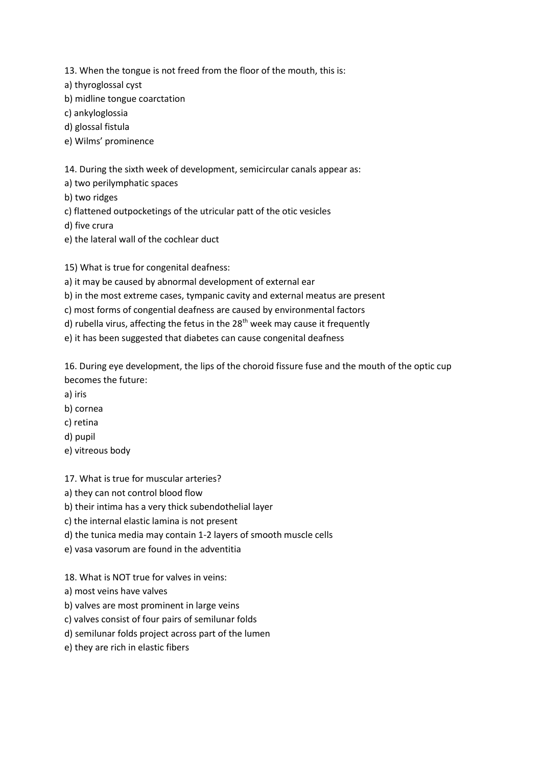13. When the tongue is not freed from the floor of the mouth, this is:
a) thyroglossal cyst
b) midline tongue coarctation
c) ankyloglossia
d) glossal fistula
e) Wilms' prominence

14. During the sixth week of development, semicircular canals appear as:
a) two perilymphatic spaces
b) two ridges
c) flattened outpocketings of the utricular patt of the otic vesicles
d) five crura
e) the lateral wall of the cochlear duct

15) What is true for congenital deafness:
a) it may be caused by abnormal development of external ear
b) in the most extreme cases, tympanic cavity and external meatus are present
c) most forms of congential deafness are caused by environmental factors
d) rubella virus, affecting the fetus in the $28^{th}$ week may cause it frequently
e) it has been suggested that diabetes can cause congenital deafness

16. During eye development, the lips of the choroid fissure fuse and the mouth of the optic cup becomes the future:
a) iris
b) cornea
c) retina
d) pupil
e) vitreous body

17. What is true for muscular arteries?
a) they can not control blood flow
b) their intima has a very thick subendothelial layer
c) the internal elastic lamina is not present
d) the tunica media may contain 1-2 layers of smooth muscle cells
e) vasa vasorum are found in the adventitia

18. What is NOT true for valves in veins:
a) most veins have valves
b) valves are most prominent in large veins
c) valves consist of four pairs of semilunar folds
d) semilunar folds project across part of the lumen
e) they are rich in elastic fibers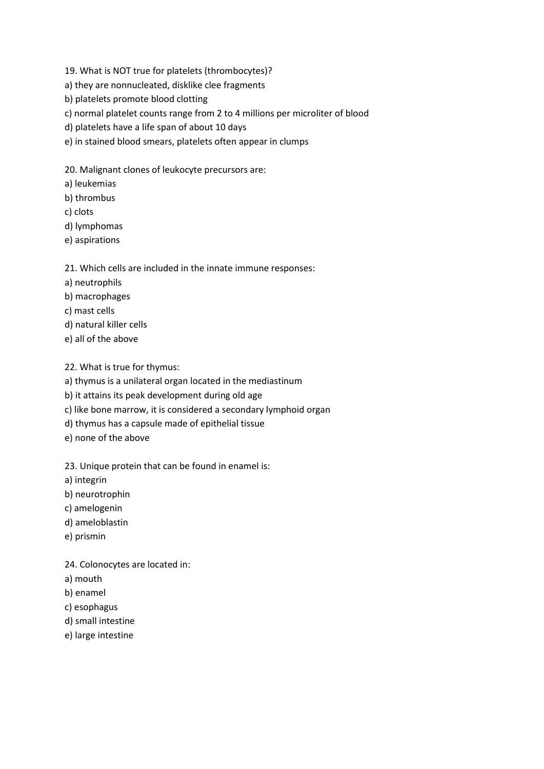19. What is NOT true for platelets (thrombocytes)?
a) they are nonnucleated, disklike clee fragments
b) platelets promote blood clotting
c) normal platelet counts range from 2 to 4 millions per microliter of blood
d) platelets have a life span of about 10 days
e) in stained blood smears, platelets often appear in clumps

20. Malignant clones of leukocyte precursors are:
a) leukemias
b) thrombus
c) clots
d) lymphomas
e) aspirations

21. Which cells are included in the innate immune responses:
a) neutrophils
b) macrophages
c) mast cells
d) natural killer cells
e) all of the above

22. What is true for thymus:
a) thymus is a unilateral organ located in the mediastinum
b) it attains its peak development during old age
c) like bone marrow, it is considered a secondary lymphoid organ
d) thymus has a capsule made of epithelial tissue
e) none of the above

23. Unique protein that can be found in enamel is:
a) integrin
b) neurotrophin
c) amelogenin
d) ameloblastin
e) prismin

24. Colonocytes are located in:
a) mouth
b) enamel
c) esophagus
d) small intestine
e) large intestine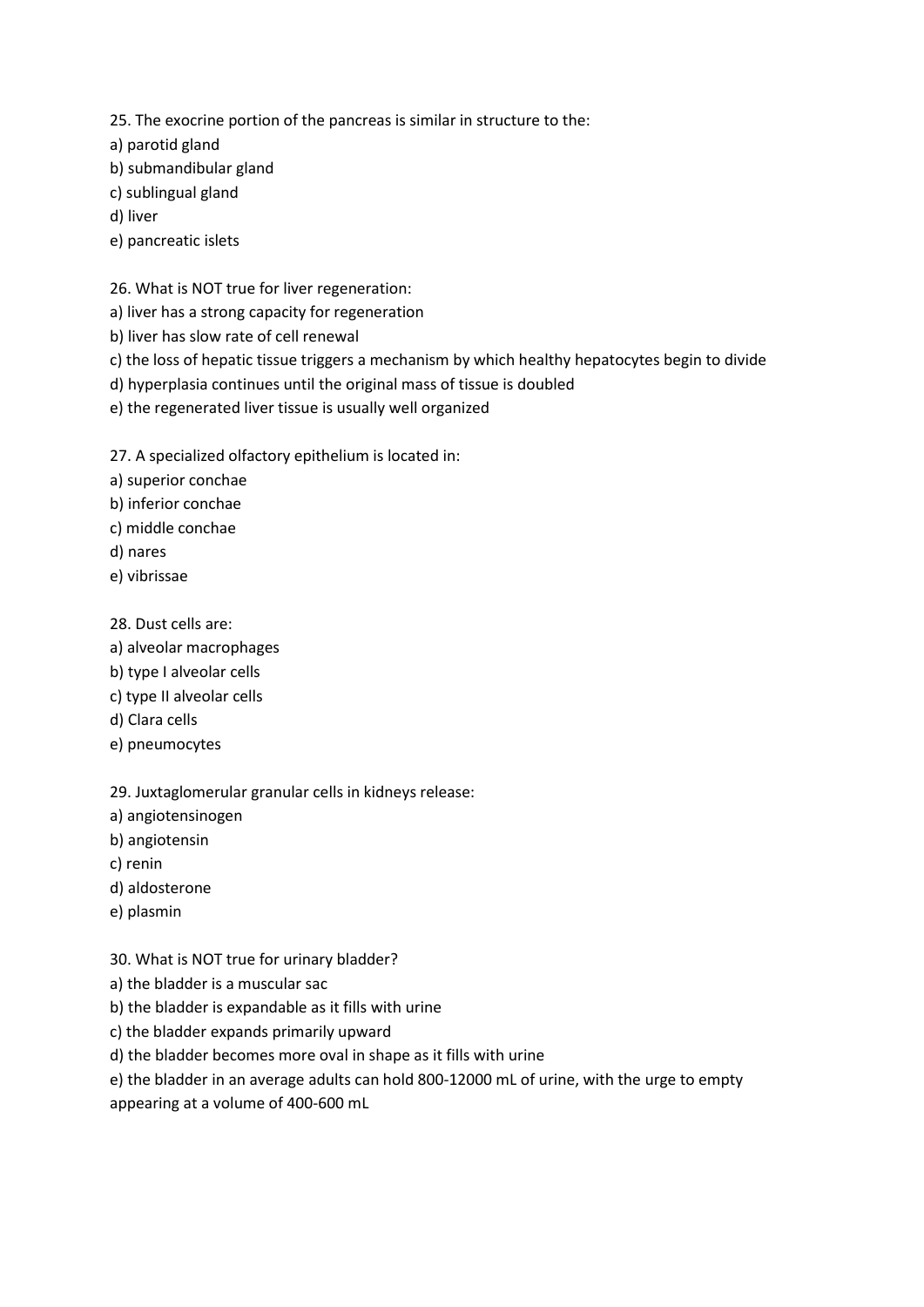25. The exocrine portion of the pancreas is similar in structure to the:
a) parotid gland
b) submandibular gland
c) sublingual gland
d) liver
e) pancreatic islets

26. What is NOT true for liver regeneration:
a) liver has a strong capacity for regeneration
b) liver has slow rate of cell renewal
c) the loss of hepatic tissue triggers a mechanism by which healthy hepatocytes begin to divide
d) hyperplasia continues until the original mass of tissue is doubled
e) the regenerated liver tissue is usually well organized

27. A specialized olfactory epithelium is located in:
a) superior conchae
b) inferior conchae
c) middle conchae
d) nares
e) vibrissae

28. Dust cells are:
a) alveolar macrophages
b) type I alveolar cells
c) type II alveolar cells
d) Clara cells
e) pneumocytes

29. Juxtaglomerular granular cells in kidneys release:
a) angiotensinogen
b) angiotensin
c) renin
d) aldosterone
e) plasmin

30. What is NOT true for urinary bladder?
a) the bladder is a muscular sac
b) the bladder is expandable as it fills with urine
c) the bladder expands primarily upward
d) the bladder becomes more oval in shape as it fills with urine
e) the bladder in an average adults can hold 800-12000 mL of urine, with the urge to empty appearing at a volume of 400-600 mL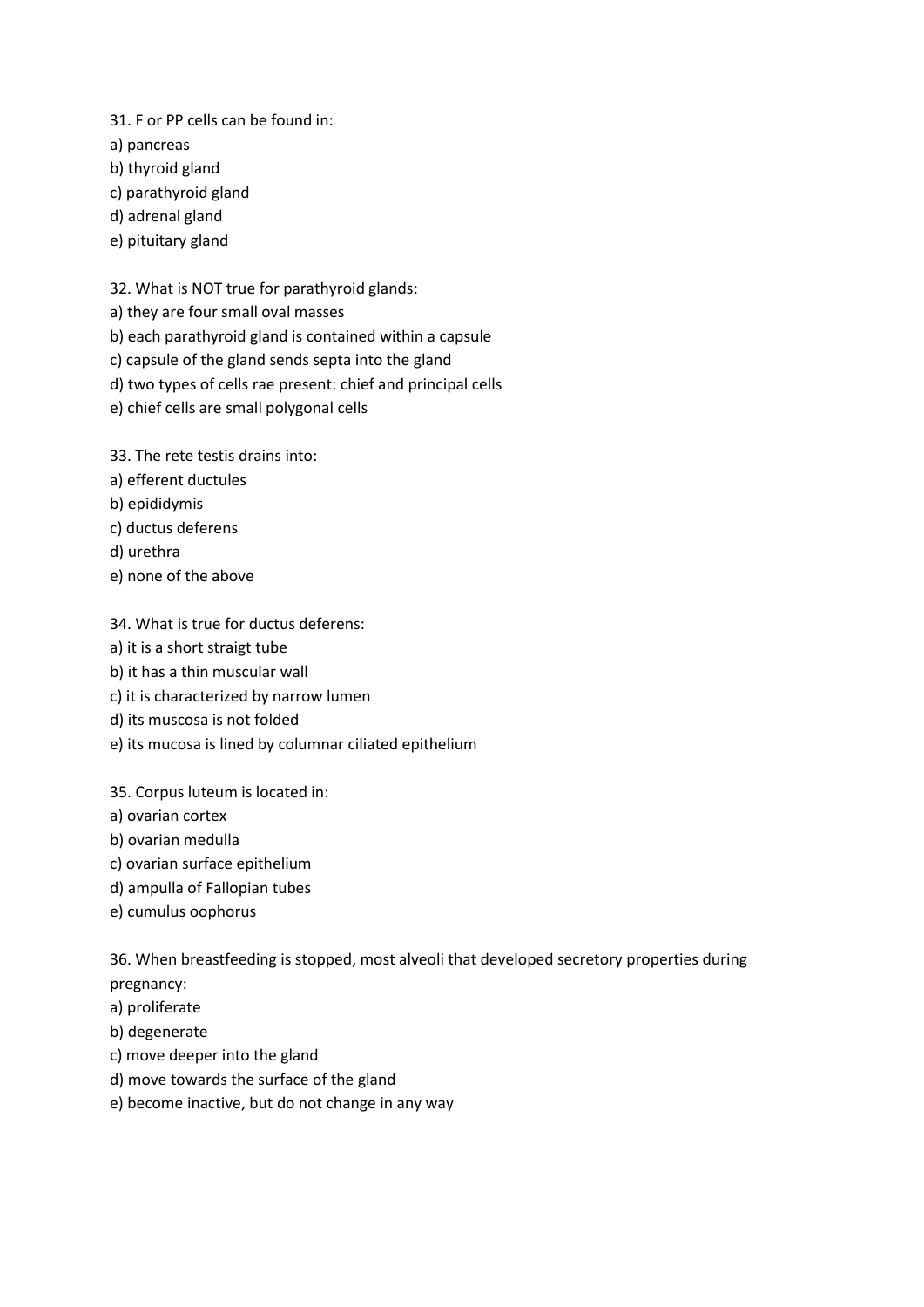31. F or PP cells can be found in:
a) pancreas
b) thyroid gland
c) parathyroid gland
d) adrenal gland
e) pituitary gland

32. What is NOT true for parathyroid glands:
a) they are four small oval masses
b) each parathyroid gland is contained within a capsule
c) capsule of the gland sends septa into the gland
d) two types of cells rae present: chief and principal cells
e) chief cells are small polygonal cells

33. The rete testis drains into:
a) efferent ductules
b) epididymis
c) ductus deferens
d) urethra
e) none of the above

34. What is true for ductus deferens:
a) it is a short straigt tube
b) it has a thin muscular wall
c) it is characterized by narrow lumen
d) its muscosa is not folded
e) its mucosa is lined by columnar ciliated epithelium

35. Corpus luteum is located in:
a) ovarian cortex
b) ovarian medulla
c) ovarian surface epithelium
d) ampulla of Fallopian tubes
e) cumulus oophorus

36. When breastfeeding is stopped, most alveoli that developed secretory properties during pregnancy:
a) proliferate
b) degenerate
c) move deeper into the gland
d) move towards the surface of the gland
e) become inactive, but do not change in any way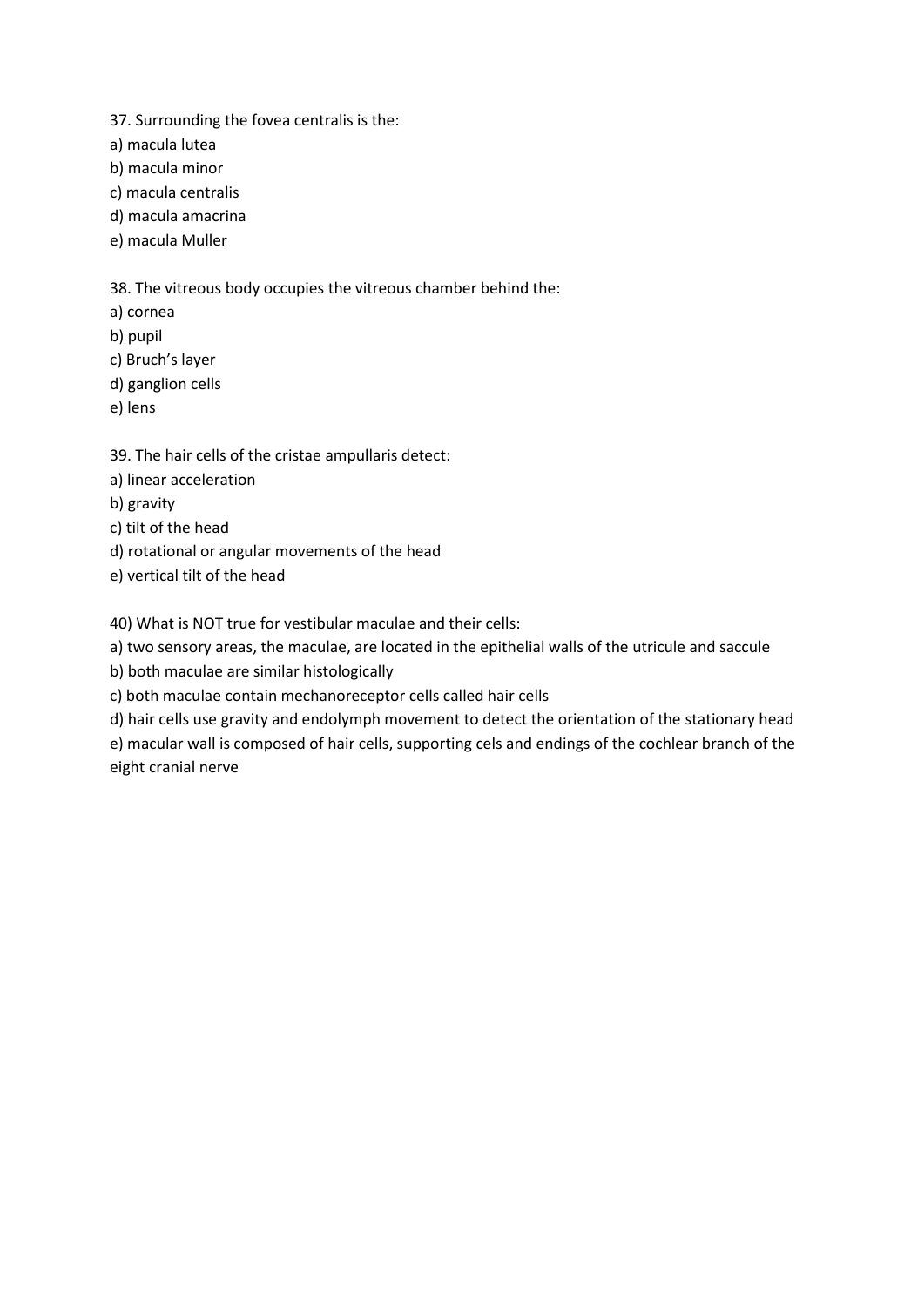37. Surrounding the fovea centralis is the:

a) macula lutea
b) macula minor
c) macula centralis
d) macula amacrina
e) macula Muller

38. The vitreous body occupies the vitreous chamber behind the:

a) cornea
b) pupil
c) Bruch's layer
d) ganglion cells
e) lens

39. The hair cells of the cristae ampullaris detect:

a) linear acceleration
b) gravity
c) tilt of the head
d) rotational or angular movements of the head
e) vertical tilt of the head

40) What is NOT true for vestibular maculae and their cells:

a) two sensory areas, the maculae, are located in the epithelial walls of the utricule and saccule
b) both maculae are similar histologically
c) both maculae contain mechanoreceptor cells called hair cells
d) hair cells use gravity and endolymph movement to detect the orientation of the stationary head
e) macular wall is composed of hair cells, supporting cels and endings of the cochlear branch of the eight cranial nerve